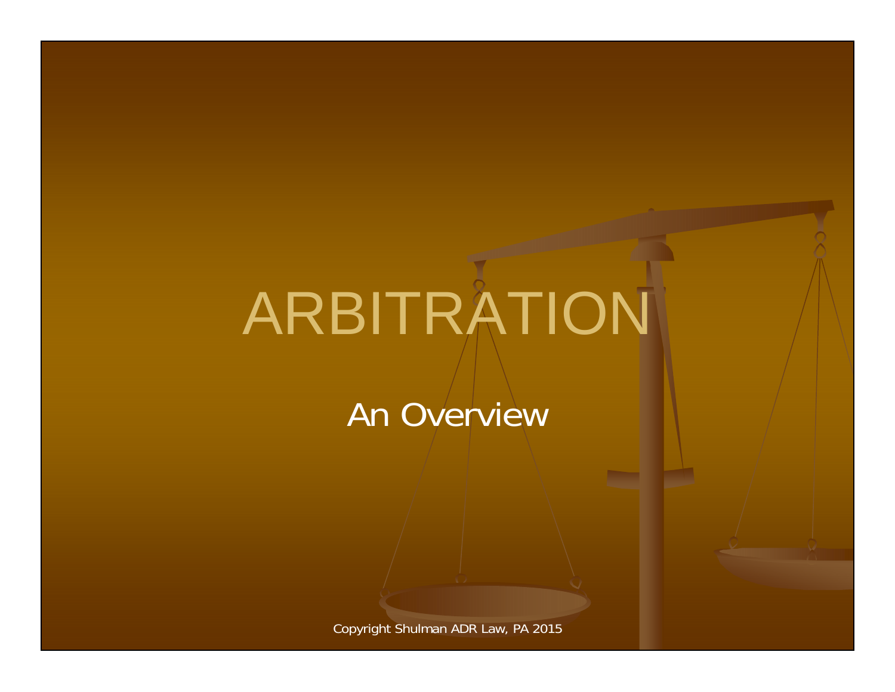# ARBITRATION

## An Overview

Copyright Shulman ADR Law, PA 2015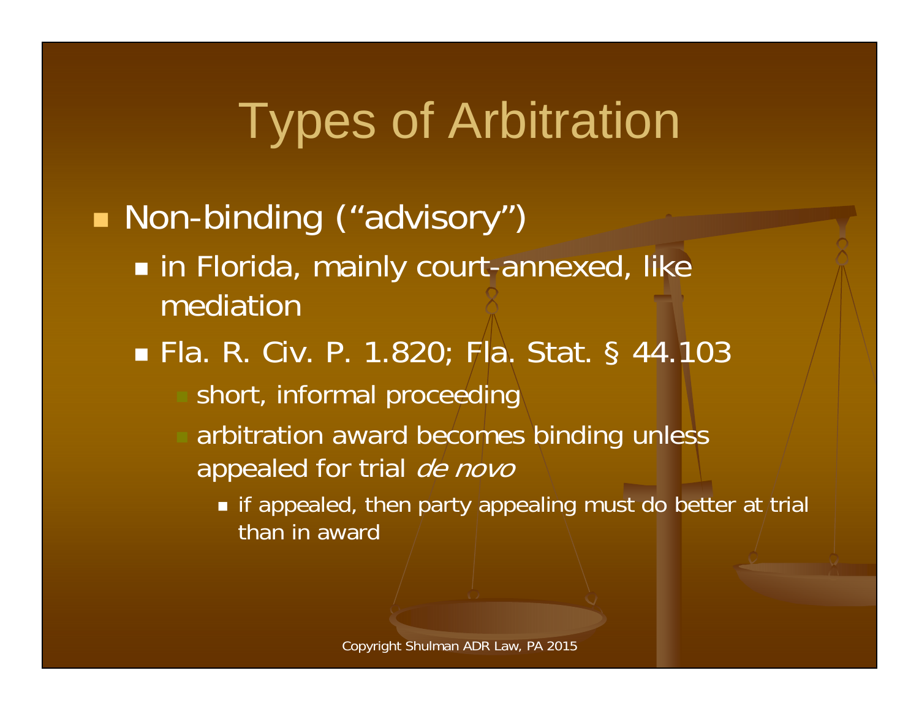# Types of Arbitration

- Non-binding ("advisory")
  - in Florida, mainly court-annexed, like mediation
  - Fla. R. Civ. P. 1.820; Fla. Stat. § 44.103
    - short, informal proceeding
    - arbitration award becomes binding unless appealed for trial *de novo*
      - if appealed, then party appealing must do better at trial than in award

Copyright Shulman ADR Law, PA 2015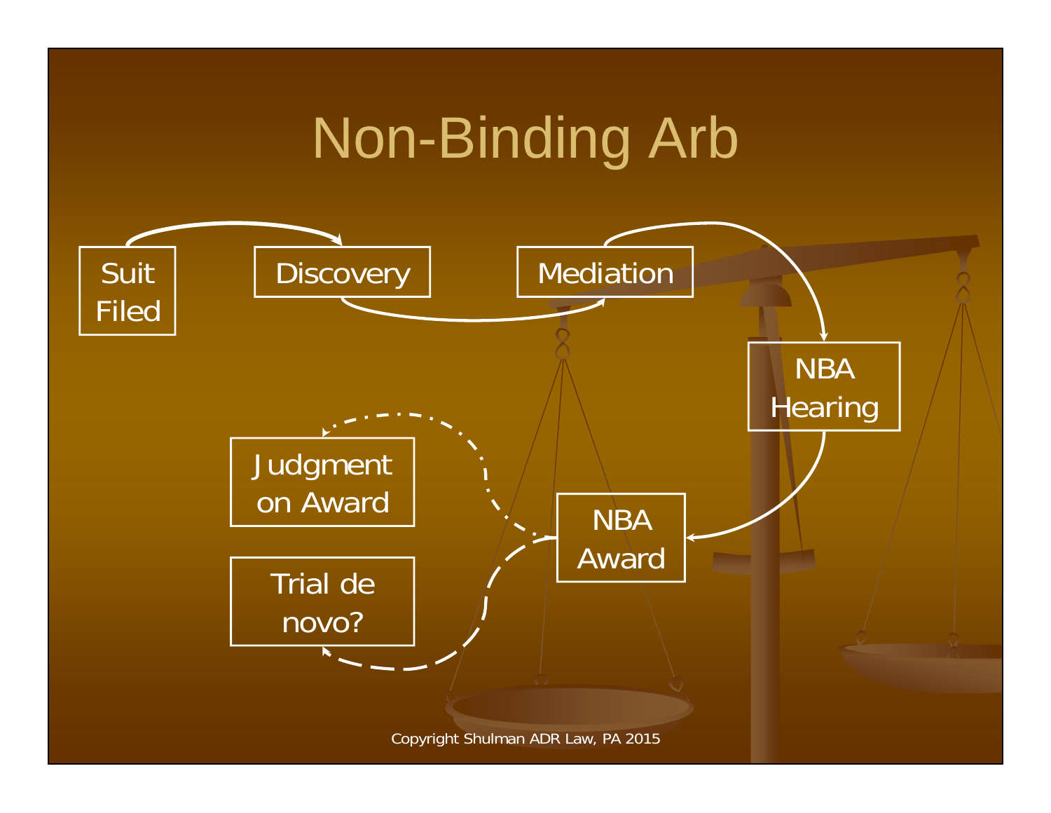# Non-Binding Arb

Suit Filed

Discovery

Mediation

NBA Hearing

NBA Award

Judgment on Award

Trial de novo?

Copyright Shulman ADR Law, PA 2015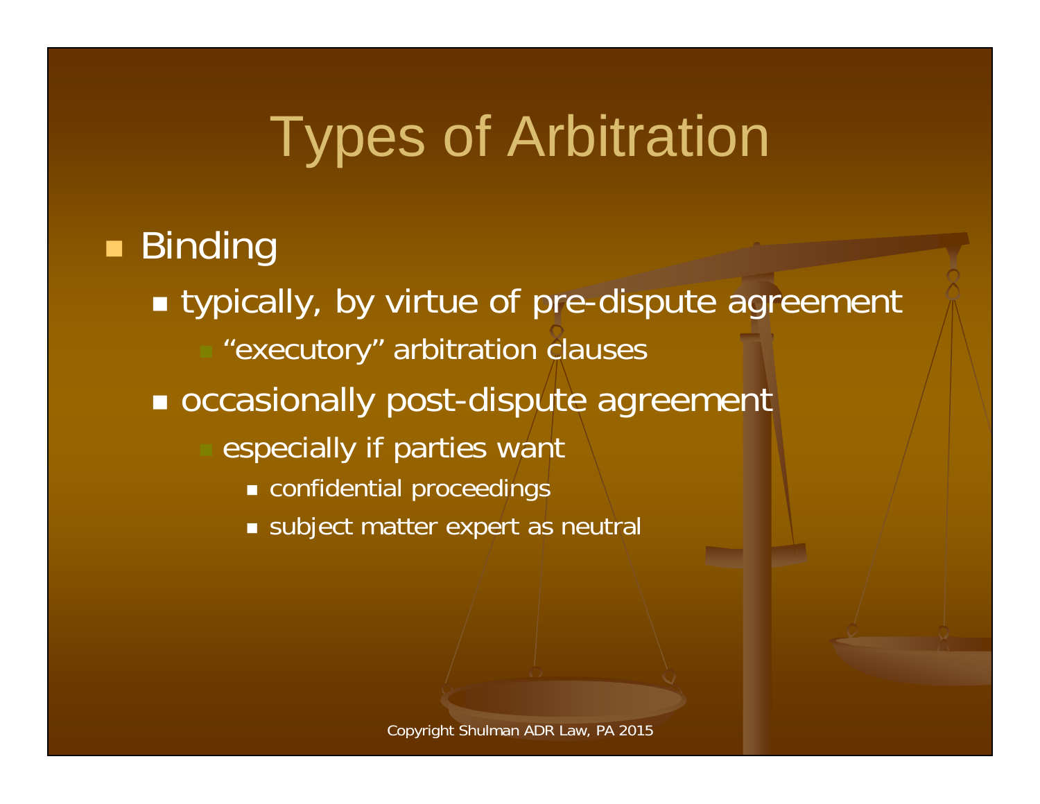# Types of Arbitration

- Binding
  - typically, by virtue of pre-dispute agreement
    - "executory" arbitration clauses
  - occasionally post-dispute agreement
    - especially if parties want
      - confidential proceedings
      - subject matter expert as neutral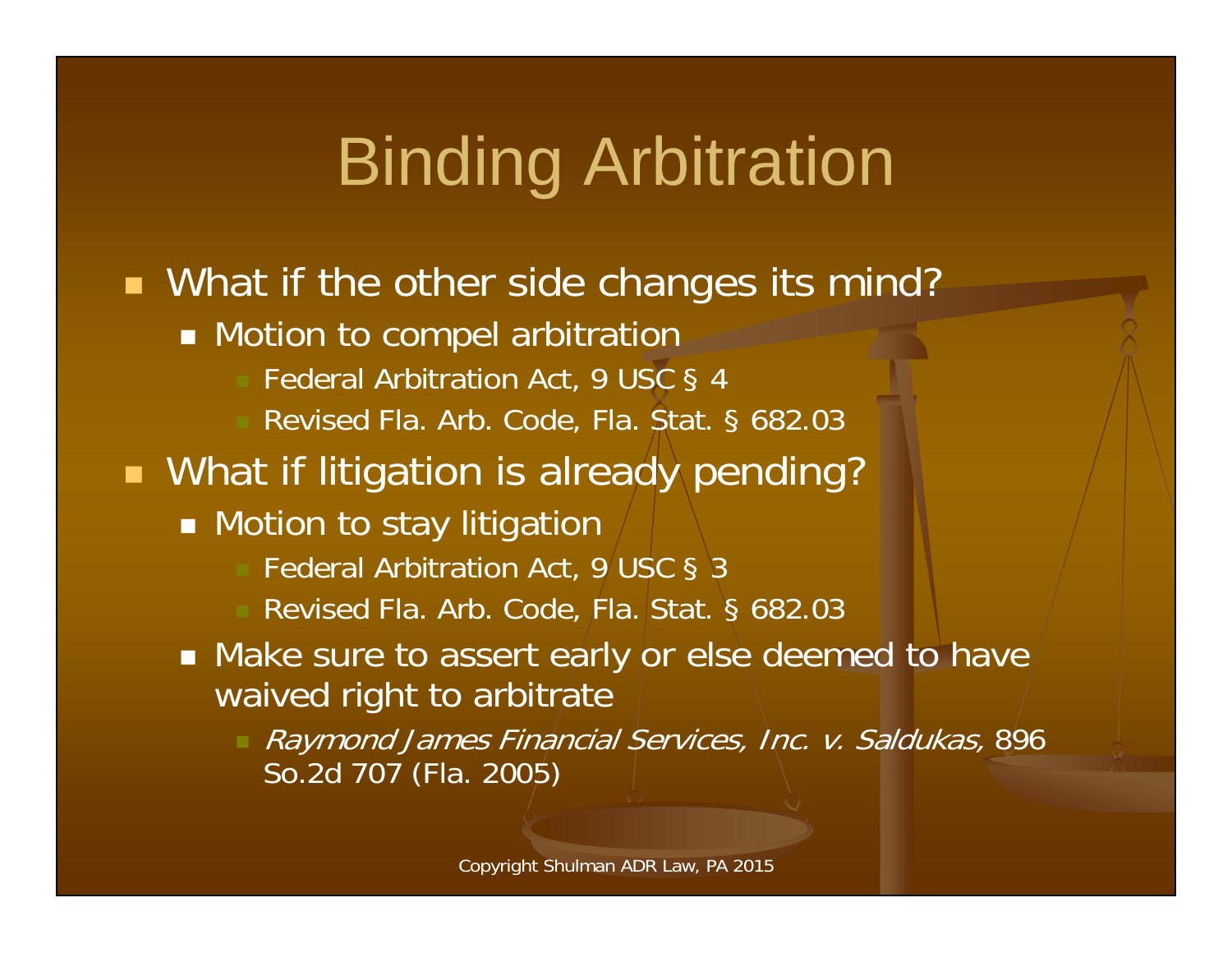# Binding Arbitration

- What if the other side changes its mind?
  - Motion to compel arbitration
    - Federal Arbitration Act, 9 USC § 4
    - Revised Fla. Arb. Code, Fla. Stat. § 682.03
- What if litigation is already pending?
  - Motion to stay litigation
    - Federal Arbitration Act, 9 USC § 3
    - Revised Fla. Arb. Code, Fla. Stat. § 682.03
  - Make sure to assert early or else deemed to have waived right to arbitrate
    - *Raymond James Financial Services, Inc. v. Saldukas,* 896 So.2d 707 (Fla. 2005)

Copyright Shulman ADR Law, PA 2015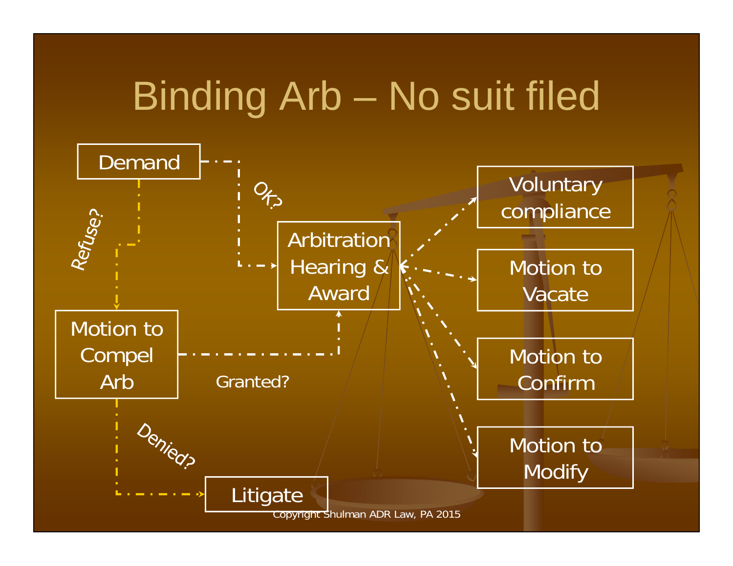# Binding Arb – No suit filed

Demand

OK?

Refuse?

Arbitration Hearing & Award

Motion to Compel Arb

Granted?

Denied?

Litigate

Voluntary compliance

Motion to Vacate

Motion to Confirm

Motion to Modify

Copyright Shulman ADR Law, PA 2015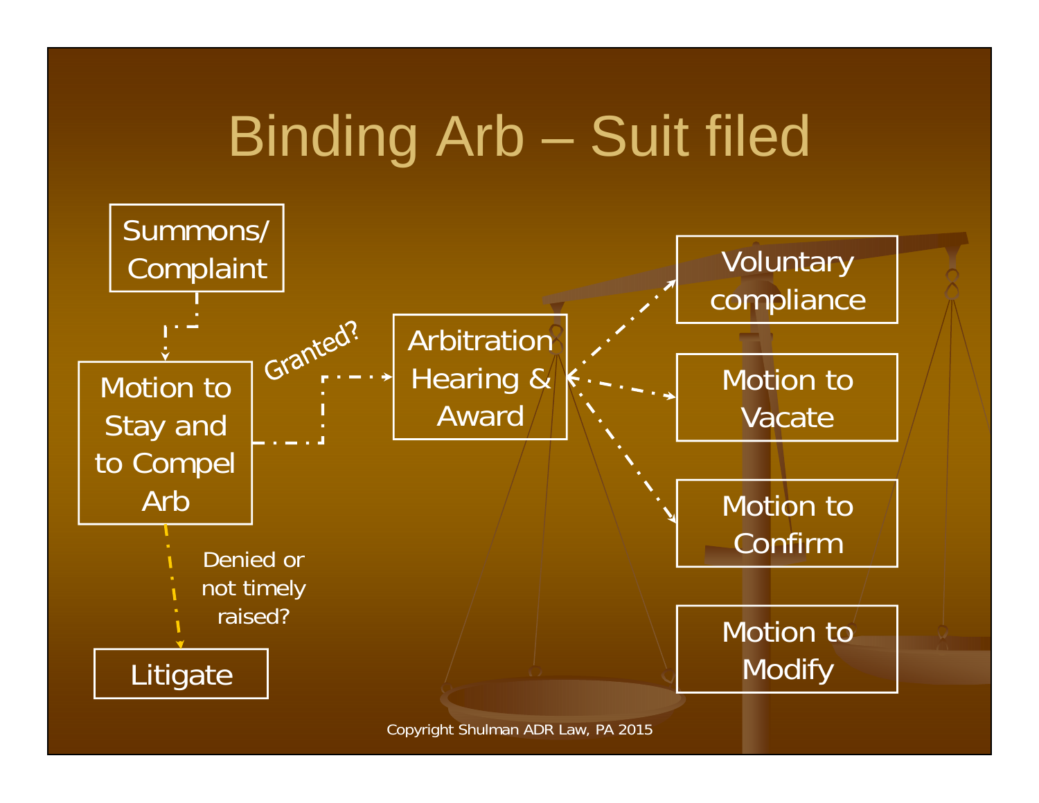# Binding Arb – Suit filed

Summons/ Complaint

Motion to Stay and to Compel Arb

Granted?

Arbitration Hearing & Award

Denied or not timely raised?

Litigate

Voluntary compliance

Motion to Vacate

Motion to Confirm

Motion to Modify

Copyright Shulman ADR Law, PA 2015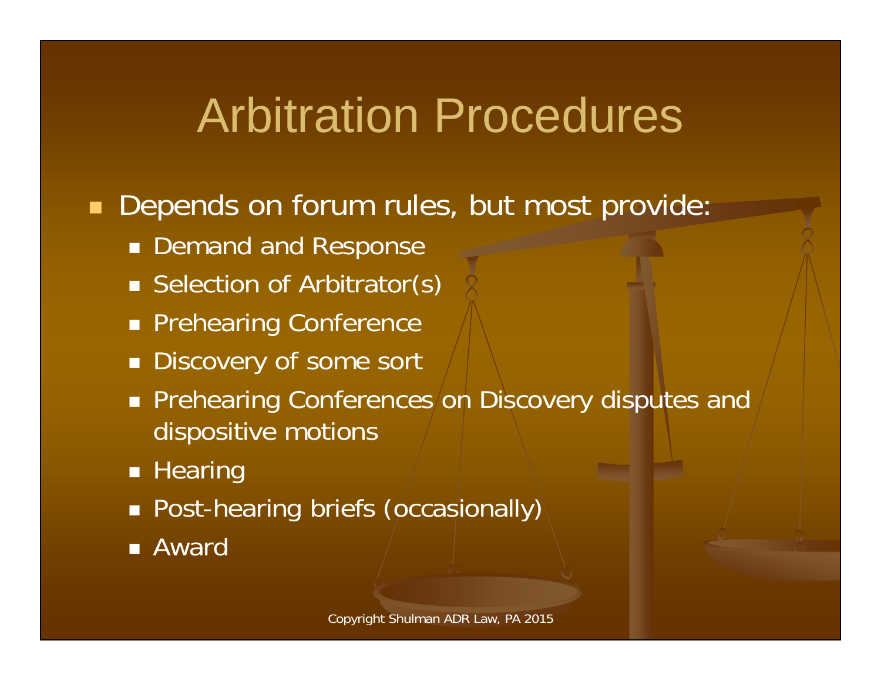# Arbitration Procedures

- Depends on forum rules, but most provide:
  - Demand and Response
  - Selection of Arbitrator(s)
  - Prehearing Conference
  - Discovery of some sort
  - Prehearing Conferences on Discovery disputes and dispositive motions
  - Hearing
  - Post-hearing briefs (occasionally)
  - Award

Copyright Shulman ADR Law, PA 2015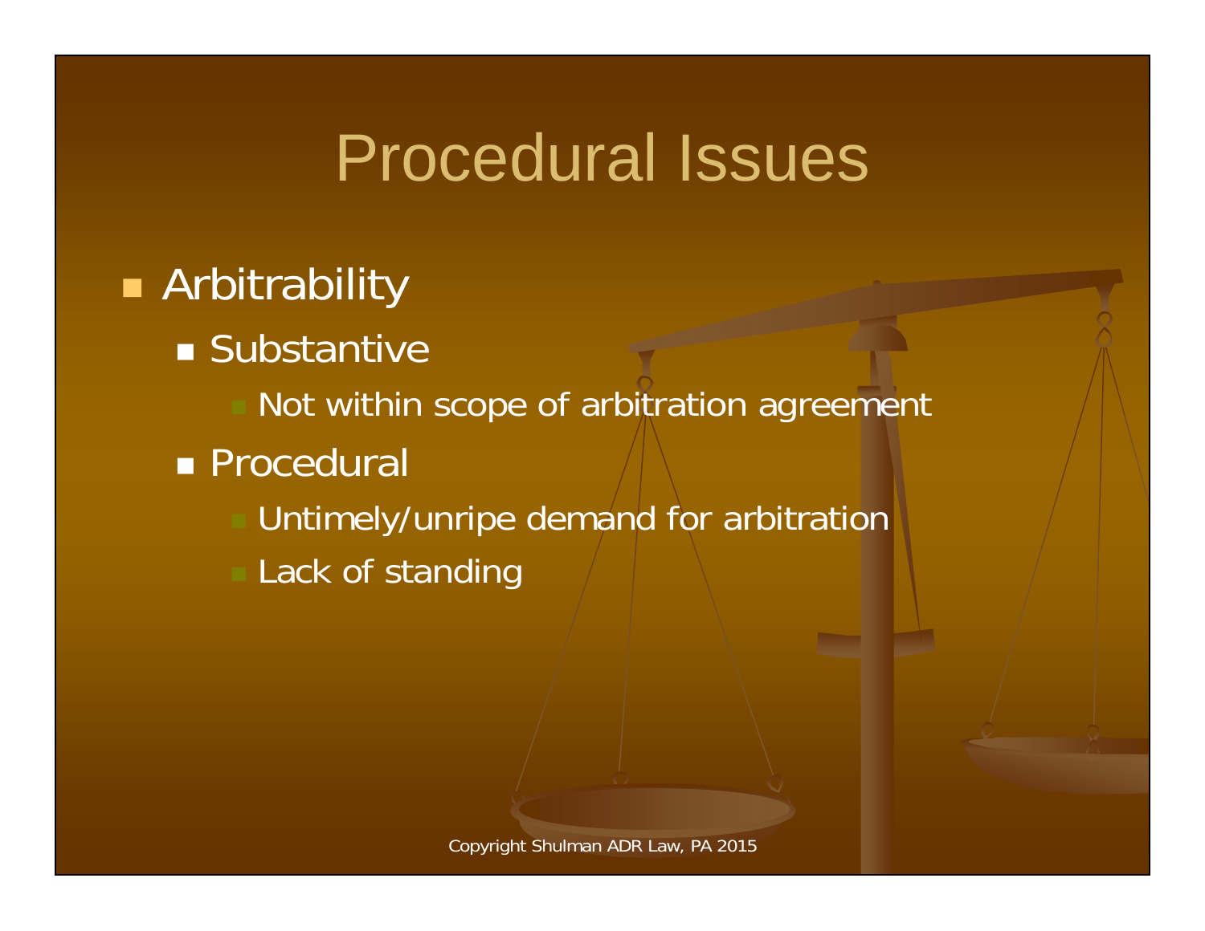# Procedural Issues

- Arbitrability
  - Substantive
    - Not within scope of arbitration agreement
  - Procedural
    - Untimely/unripe demand for arbitration
    - Lack of standing

Copyright Shulman ADR Law, PA 2015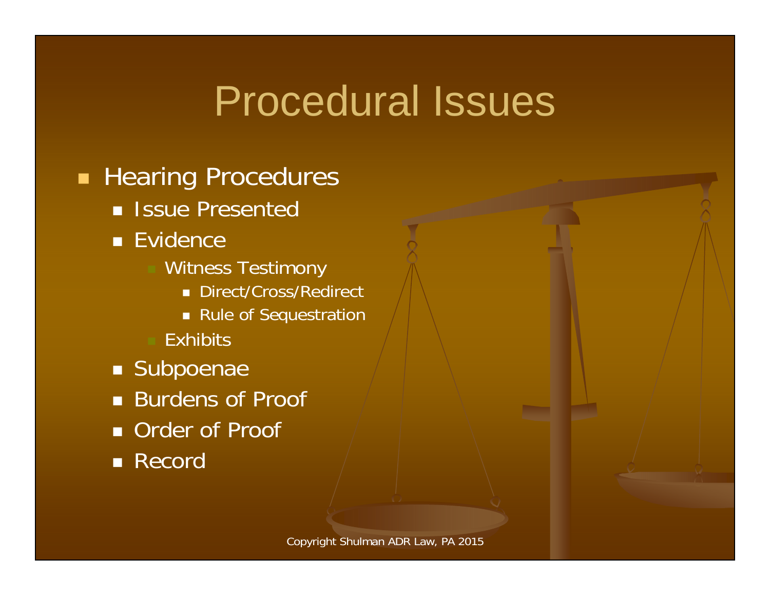# Procedural Issues

- Hearing Procedures
  - Issue Presented
  - Evidence
    - Witness Testimony
      - Direct/Cross/Redirect
      - Rule of Sequestration
    - Exhibits
  - Subpoenae
  - Burdens of Proof
  - Order of Proof
  - Record

Copyright Shulman ADR Law, PA 2015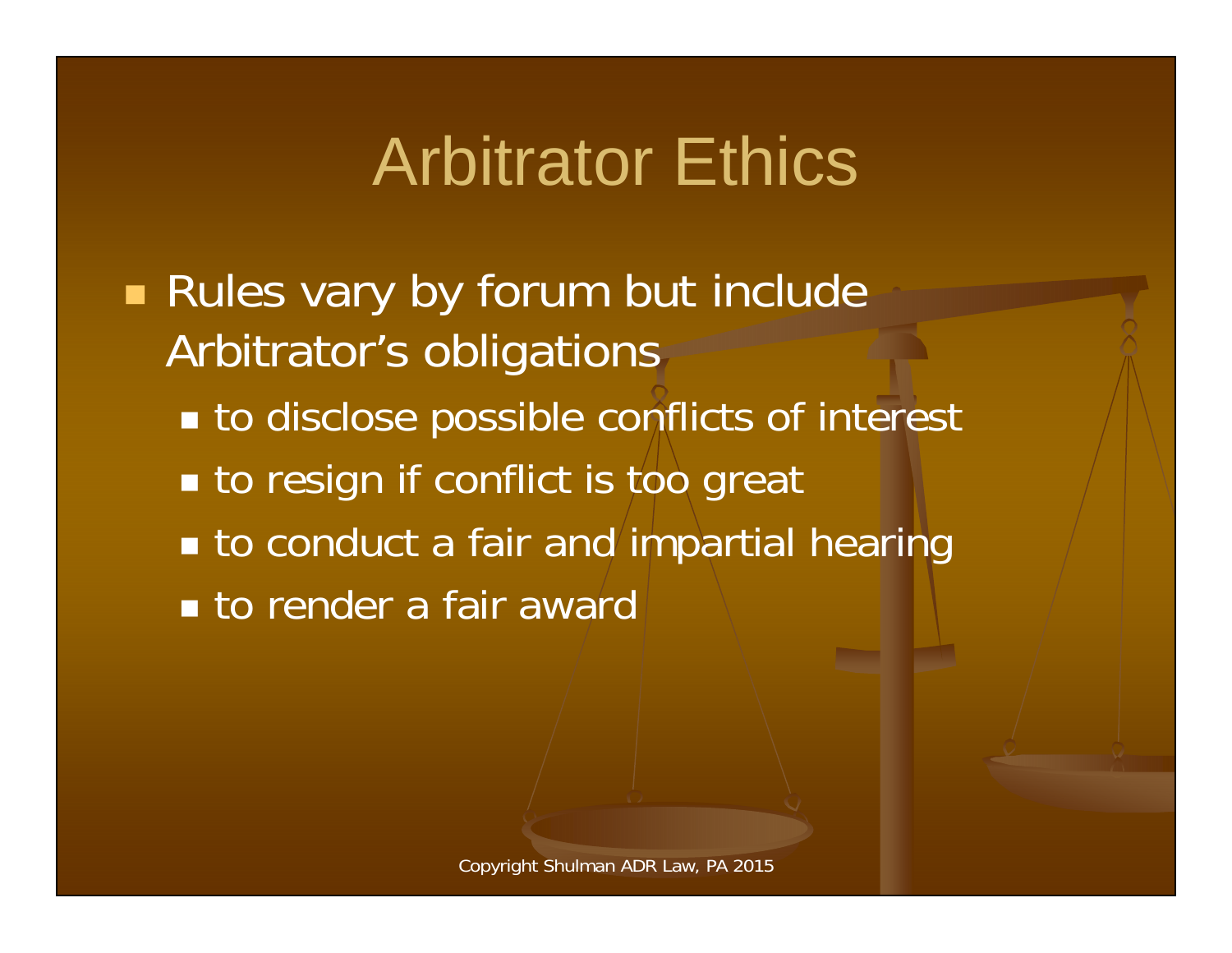# Arbitrator Ethics

- Rules vary by forum but include Arbitrator's obligations
  - to disclose possible conflicts of interest
  - to resign if conflict is too great
  - to conduct a fair and impartial hearing
  - to render a fair award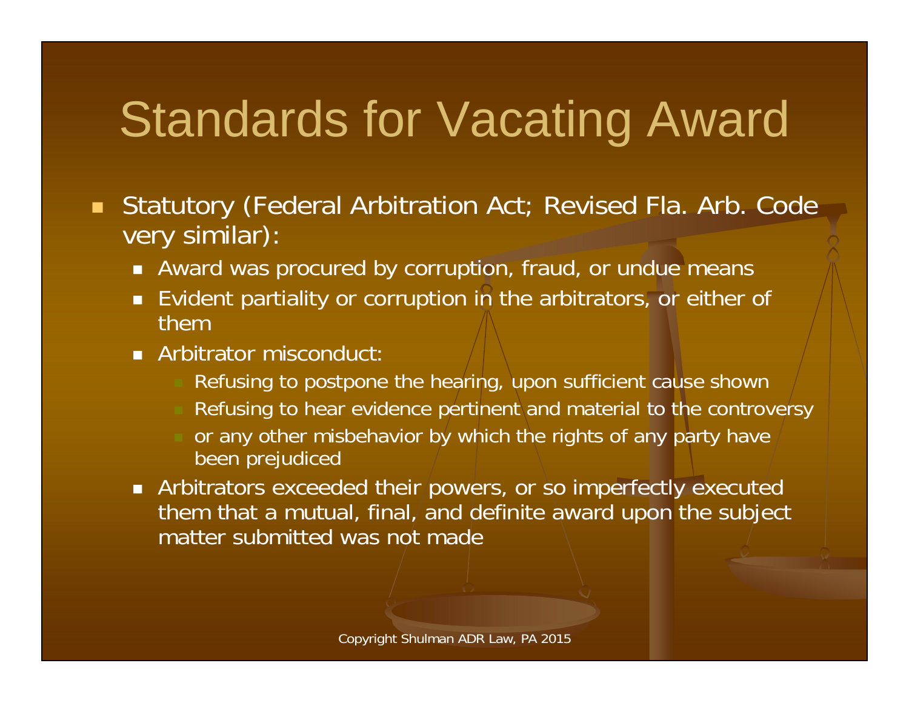# Standards for Vacating Award

- Statutory (Federal Arbitration Act; Revised Fla. Arb. Code very similar):
  - Award was procured by corruption, fraud, or undue means
  - Evident partiality or corruption in the arbitrators, or either of them
  - Arbitrator misconduct:
    - Refusing to postpone the hearing, upon sufficient cause shown
    - Refusing to hear evidence pertinent and material to the controversy
    - or any other misbehavior by which the rights of any party have been prejudiced
  - Arbitrators exceeded their powers, or so imperfectly executed them that a mutual, final, and definite award upon the subject matter submitted was not made

Copyright Shulman ADR Law, PA 2015